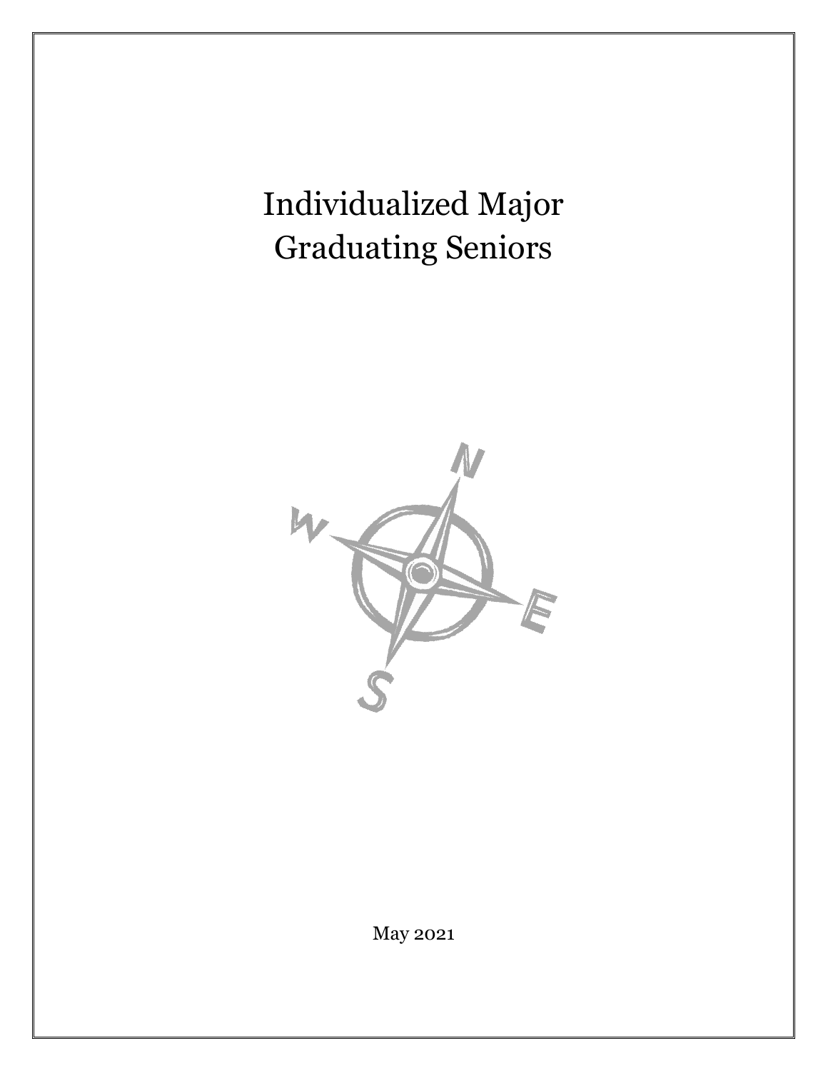# Individualized Major
# Graduating Seniors

May 2021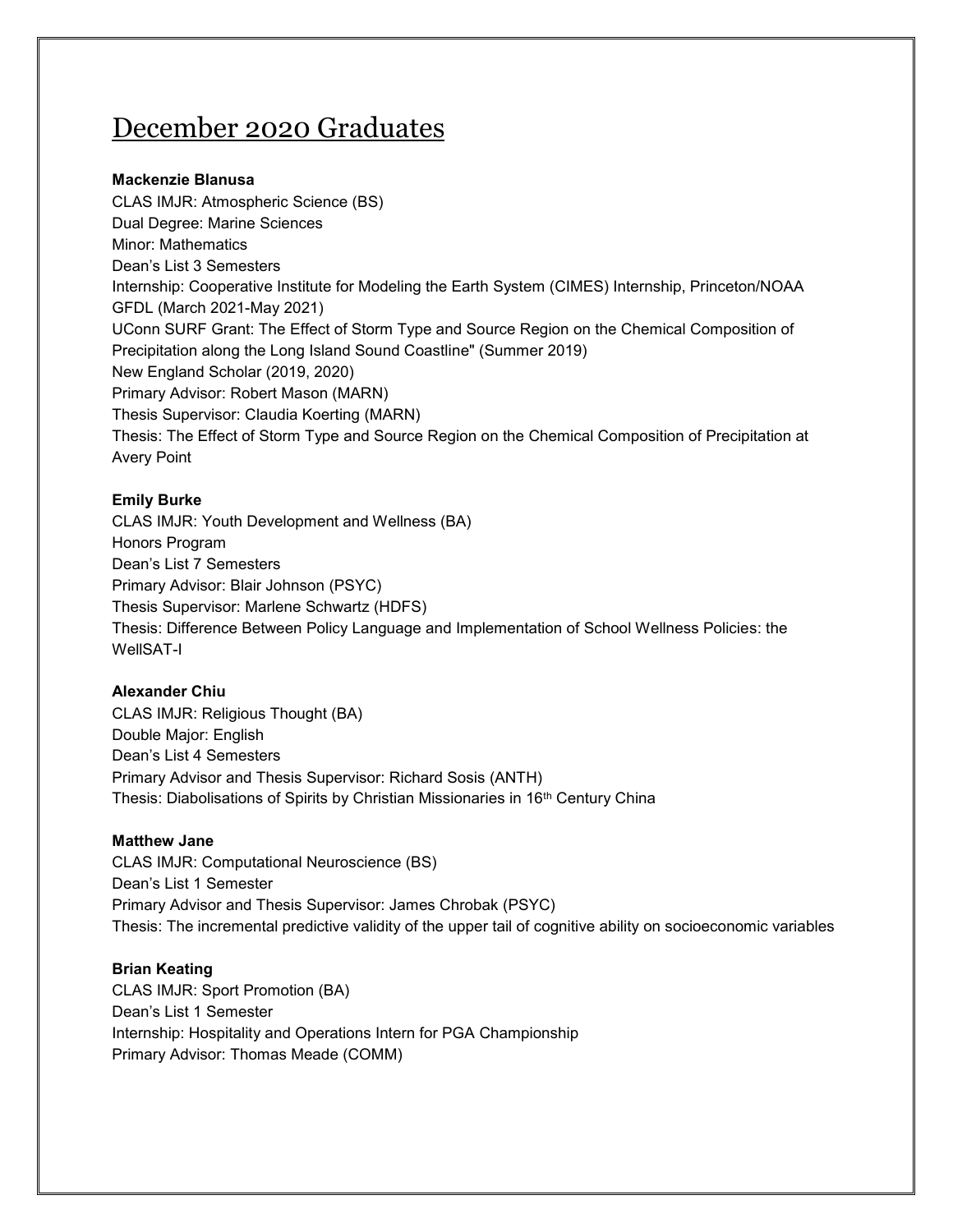# December 2020 Graduates

**Mackenzie Blanusa**
CLAS IMJR: Atmospheric Science (BS)
Dual Degree: Marine Sciences
Minor: Mathematics
Dean's List 3 Semesters
Internship: Cooperative Institute for Modeling the Earth System (CIMES) Internship, Princeton/NOAA GFDL (March 2021-May 2021)
UConn SURF Grant: The Effect of Storm Type and Source Region on the Chemical Composition of Precipitation along the Long Island Sound Coastline" (Summer 2019)
New England Scholar (2019, 2020)
Primary Advisor: Robert Mason (MARN)
Thesis Supervisor: Claudia Koerting (MARN)
Thesis: The Effect of Storm Type and Source Region on the Chemical Composition of Precipitation at Avery Point

**Emily Burke**
CLAS IMJR: Youth Development and Wellness (BA)
Honors Program
Dean's List 7 Semesters
Primary Advisor: Blair Johnson (PSYC)
Thesis Supervisor: Marlene Schwartz (HDFS)
Thesis: Difference Between Policy Language and Implementation of School Wellness Policies: the WellSAT-I

**Alexander Chiu**
CLAS IMJR: Religious Thought (BA)
Double Major: English
Dean's List 4 Semesters
Primary Advisor and Thesis Supervisor: Richard Sosis (ANTH)
Thesis: Diabolisations of Spirits by Christian Missionaries in 16th Century China

**Matthew Jane**
CLAS IMJR: Computational Neuroscience (BS)
Dean's List 1 Semester
Primary Advisor and Thesis Supervisor: James Chrobak (PSYC)
Thesis: The incremental predictive validity of the upper tail of cognitive ability on socioeconomic variables

**Brian Keating**
CLAS IMJR: Sport Promotion (BA)
Dean's List 1 Semester
Internship: Hospitality and Operations Intern for PGA Championship
Primary Advisor: Thomas Meade (COMM)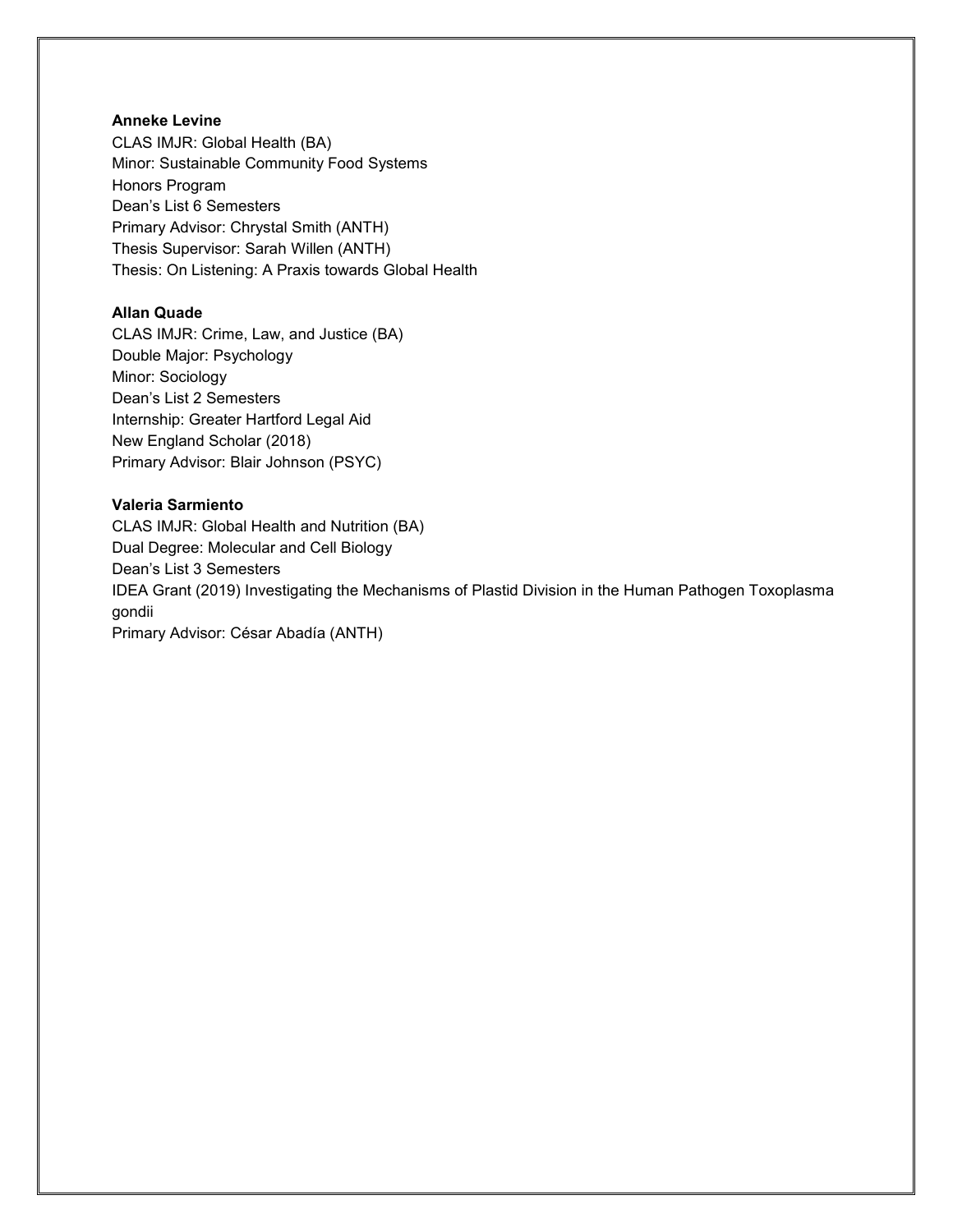**Anneke Levine**
CLAS IMJR: Global Health (BA)
Minor: Sustainable Community Food Systems
Honors Program
Dean's List 6 Semesters
Primary Advisor: Chrystal Smith (ANTH)
Thesis Supervisor: Sarah Willen (ANTH)
Thesis: On Listening: A Praxis towards Global Health

**Allan Quade**
CLAS IMJR: Crime, Law, and Justice (BA)
Double Major: Psychology
Minor: Sociology
Dean's List 2 Semesters
Internship: Greater Hartford Legal Aid
New England Scholar (2018)
Primary Advisor: Blair Johnson (PSYC)

**Valeria Sarmiento**
CLAS IMJR: Global Health and Nutrition (BA)
Dual Degree: Molecular and Cell Biology
Dean's List 3 Semesters
IDEA Grant (2019) Investigating the Mechanisms of Plastid Division in the Human Pathogen Toxoplasma gondii
Primary Advisor: César Abadía (ANTH)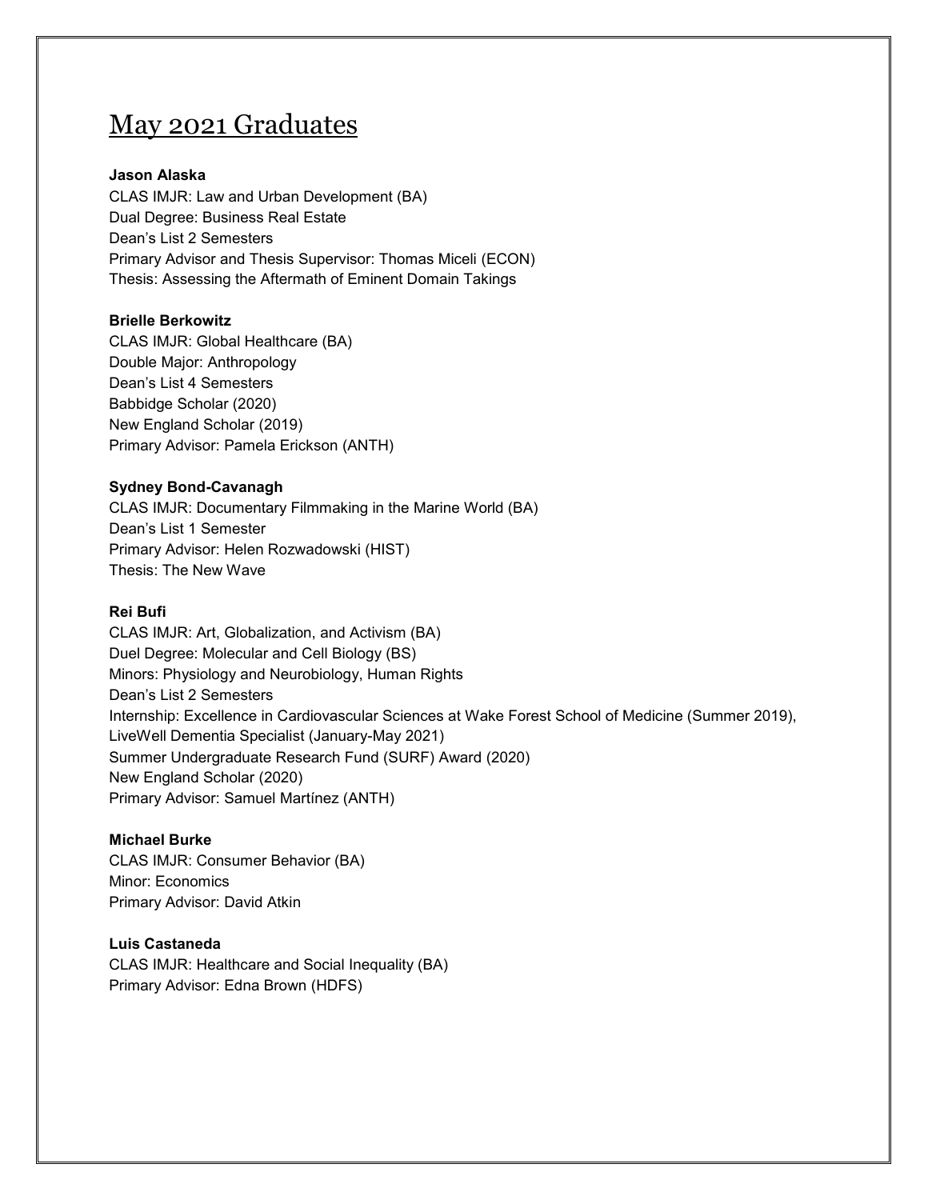# May 2021 Graduates

**Jason Alaska**
CLAS IMJR: Law and Urban Development (BA)
Dual Degree: Business Real Estate
Dean's List 2 Semesters
Primary Advisor and Thesis Supervisor: Thomas Miceli (ECON)
Thesis: Assessing the Aftermath of Eminent Domain Takings

**Brielle Berkowitz**
CLAS IMJR: Global Healthcare (BA)
Double Major: Anthropology
Dean's List 4 Semesters
Babbidge Scholar (2020)
New England Scholar (2019)
Primary Advisor: Pamela Erickson (ANTH)

**Sydney Bond-Cavanagh**
CLAS IMJR: Documentary Filmmaking in the Marine World (BA)
Dean's List 1 Semester
Primary Advisor: Helen Rozwadowski (HIST)
Thesis: The New Wave

**Rei Bufi**
CLAS IMJR: Art, Globalization, and Activism (BA)
Duel Degree: Molecular and Cell Biology (BS)
Minors: Physiology and Neurobiology, Human Rights
Dean's List 2 Semesters
Internship: Excellence in Cardiovascular Sciences at Wake Forest School of Medicine (Summer 2019), LiveWell Dementia Specialist (January-May 2021)
Summer Undergraduate Research Fund (SURF) Award (2020)
New England Scholar (2020)
Primary Advisor: Samuel Martínez (ANTH)

**Michael Burke**
CLAS IMJR: Consumer Behavior (BA)
Minor: Economics
Primary Advisor: David Atkin

**Luis Castaneda**
CLAS IMJR: Healthcare and Social Inequality (BA)
Primary Advisor: Edna Brown (HDFS)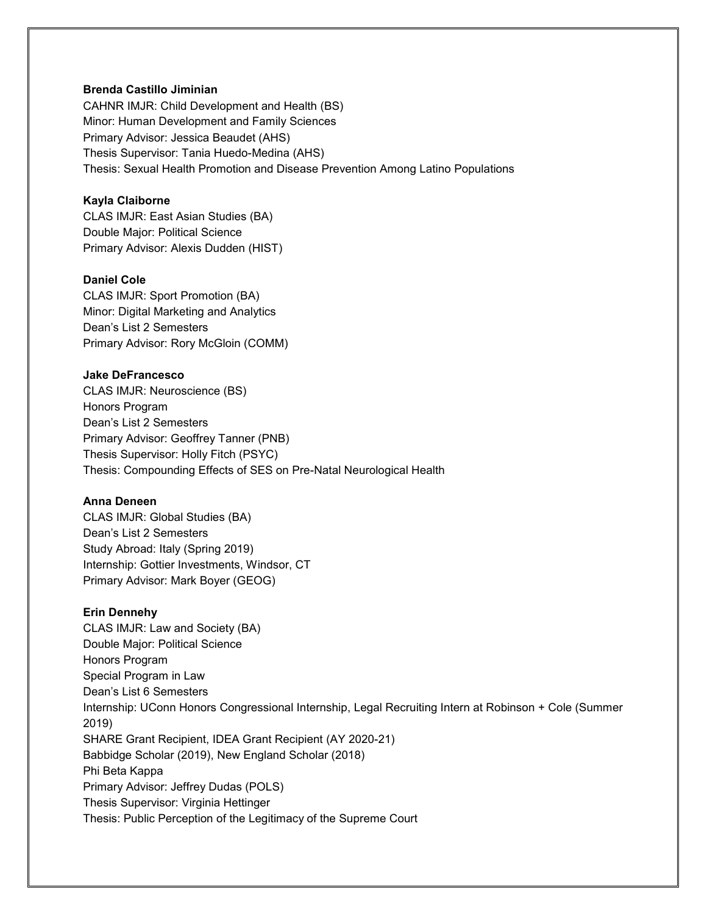**Brenda Castillo Jiminian**
CAHNR IMJR: Child Development and Health (BS)
Minor: Human Development and Family Sciences
Primary Advisor: Jessica Beaudet (AHS)
Thesis Supervisor: Tania Huedo-Medina (AHS)
Thesis: Sexual Health Promotion and Disease Prevention Among Latino Populations

**Kayla Claiborne**
CLAS IMJR: East Asian Studies (BA)
Double Major: Political Science
Primary Advisor: Alexis Dudden (HIST)

**Daniel Cole**
CLAS IMJR: Sport Promotion (BA)
Minor: Digital Marketing and Analytics
Dean's List 2 Semesters
Primary Advisor: Rory McGloin (COMM)

**Jake DeFrancesco**
CLAS IMJR: Neuroscience (BS)
Honors Program
Dean's List 2 Semesters
Primary Advisor: Geoffrey Tanner (PNB)
Thesis Supervisor: Holly Fitch (PSYC)
Thesis: Compounding Effects of SES on Pre-Natal Neurological Health

**Anna Deneen**
CLAS IMJR: Global Studies (BA)
Dean's List 2 Semesters
Study Abroad: Italy (Spring 2019)
Internship: Gottier Investments, Windsor, CT
Primary Advisor: Mark Boyer (GEOG)

**Erin Dennehy**
CLAS IMJR: Law and Society (BA)
Double Major: Political Science
Honors Program
Special Program in Law
Dean's List 6 Semesters
Internship: UConn Honors Congressional Internship, Legal Recruiting Intern at Robinson + Cole (Summer 2019)
SHARE Grant Recipient, IDEA Grant Recipient (AY 2020-21)
Babbidge Scholar (2019), New England Scholar (2018)
Phi Beta Kappa
Primary Advisor: Jeffrey Dudas (POLS)
Thesis Supervisor: Virginia Hettinger
Thesis: Public Perception of the Legitimacy of the Supreme Court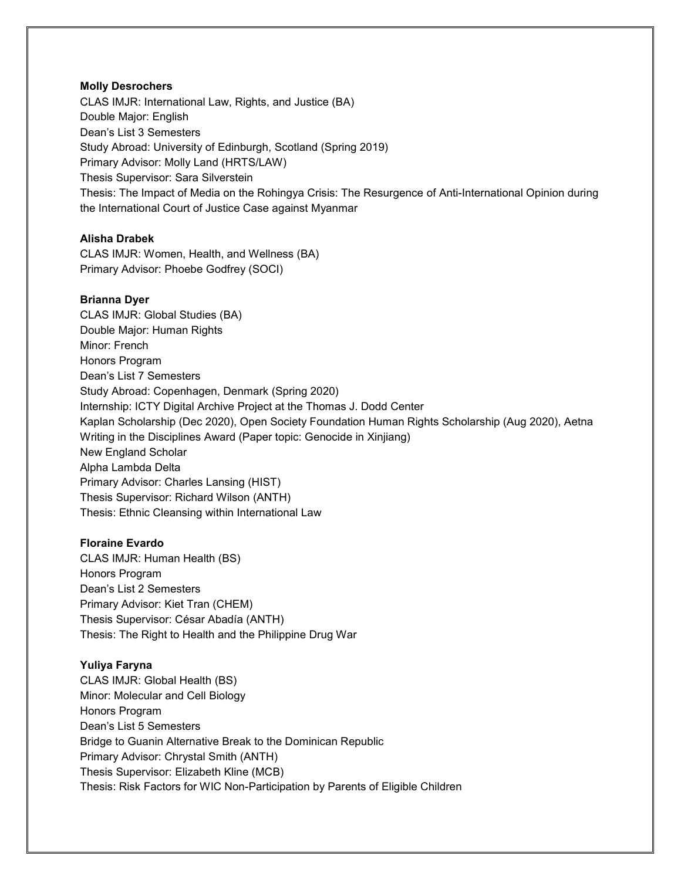**Molly Desrochers**
CLAS IMJR: International Law, Rights, and Justice (BA)
Double Major: English
Dean's List 3 Semesters
Study Abroad: University of Edinburgh, Scotland (Spring 2019)
Primary Advisor: Molly Land (HRTS/LAW)
Thesis Supervisor: Sara Silverstein
Thesis: The Impact of Media on the Rohingya Crisis: The Resurgence of Anti-International Opinion during the International Court of Justice Case against Myanmar

**Alisha Drabek**
CLAS IMJR: Women, Health, and Wellness (BA)
Primary Advisor: Phoebe Godfrey (SOCI)

**Brianna Dyer**
CLAS IMJR: Global Studies (BA)
Double Major: Human Rights
Minor: French
Honors Program
Dean's List 7 Semesters
Study Abroad: Copenhagen, Denmark (Spring 2020)
Internship: ICTY Digital Archive Project at the Thomas J. Dodd Center
Kaplan Scholarship (Dec 2020), Open Society Foundation Human Rights Scholarship (Aug 2020), Aetna Writing in the Disciplines Award (Paper topic: Genocide in Xinjiang)
New England Scholar
Alpha Lambda Delta
Primary Advisor: Charles Lansing (HIST)
Thesis Supervisor: Richard Wilson (ANTH)
Thesis: Ethnic Cleansing within International Law

**Floraine Evardo**
CLAS IMJR: Human Health (BS)
Honors Program
Dean's List 2 Semesters
Primary Advisor: Kiet Tran (CHEM)
Thesis Supervisor: César Abadía (ANTH)
Thesis: The Right to Health and the Philippine Drug War

**Yuliya Faryna**
CLAS IMJR: Global Health (BS)
Minor: Molecular and Cell Biology
Honors Program
Dean's List 5 Semesters
Bridge to Guanin Alternative Break to the Dominican Republic
Primary Advisor: Chrystal Smith (ANTH)
Thesis Supervisor: Elizabeth Kline (MCB)
Thesis: Risk Factors for WIC Non-Participation by Parents of Eligible Children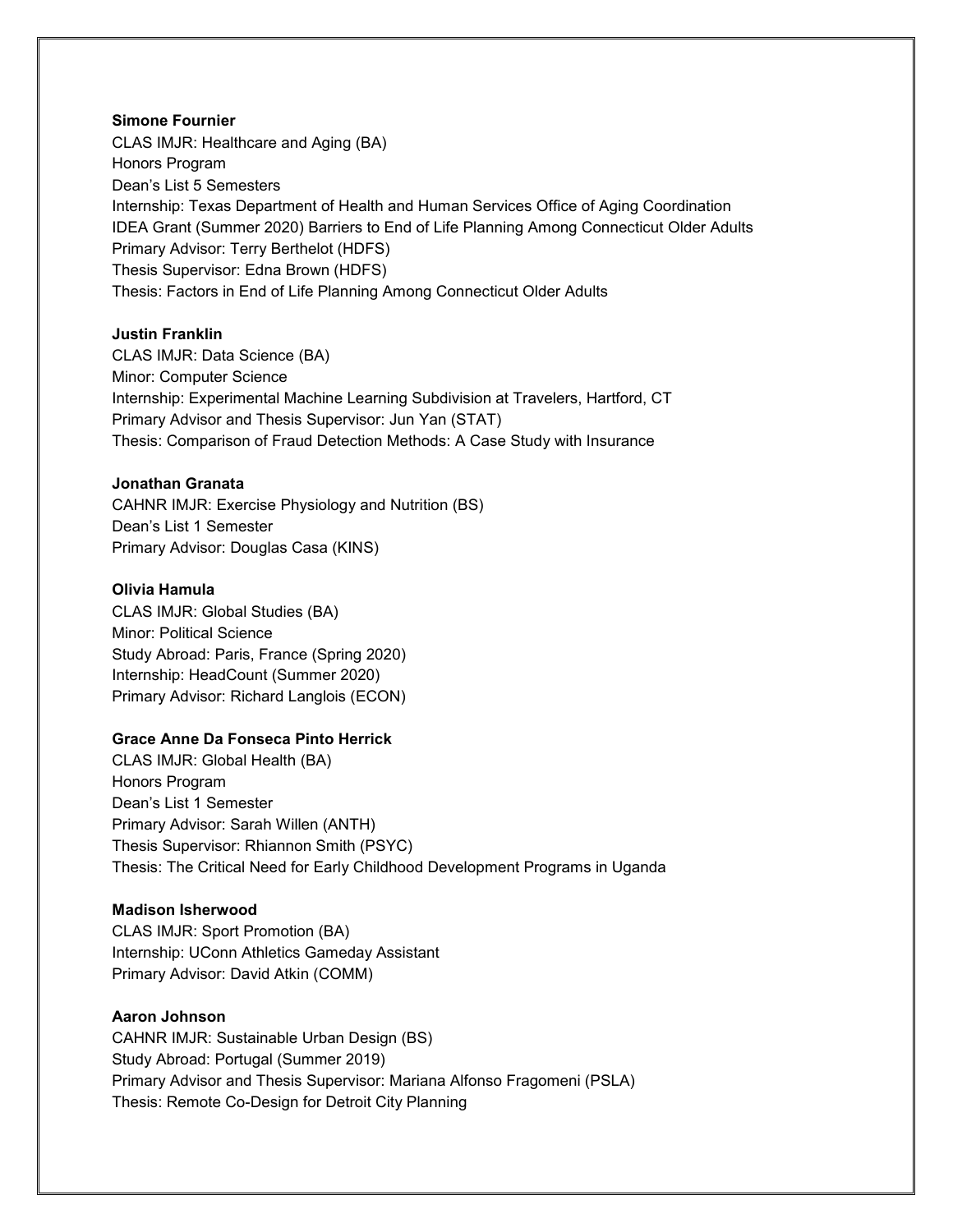**Simone Fournier**
CLAS IMJR: Healthcare and Aging (BA)
Honors Program
Dean's List 5 Semesters
Internship: Texas Department of Health and Human Services Office of Aging Coordination
IDEA Grant (Summer 2020) Barriers to End of Life Planning Among Connecticut Older Adults
Primary Advisor: Terry Berthelot (HDFS)
Thesis Supervisor: Edna Brown (HDFS)
Thesis: Factors in End of Life Planning Among Connecticut Older Adults

**Justin Franklin**
CLAS IMJR: Data Science (BA)
Minor: Computer Science
Internship: Experimental Machine Learning Subdivision at Travelers, Hartford, CT
Primary Advisor and Thesis Supervisor: Jun Yan (STAT)
Thesis: Comparison of Fraud Detection Methods: A Case Study with Insurance

**Jonathan Granata**
CAHNR IMJR: Exercise Physiology and Nutrition (BS)
Dean's List 1 Semester
Primary Advisor: Douglas Casa (KINS)

**Olivia Hamula**
CLAS IMJR: Global Studies (BA)
Minor: Political Science
Study Abroad: Paris, France (Spring 2020)
Internship: HeadCount (Summer 2020)
Primary Advisor: Richard Langlois (ECON)

**Grace Anne Da Fonseca Pinto Herrick**
CLAS IMJR: Global Health (BA)
Honors Program
Dean's List 1 Semester
Primary Advisor: Sarah Willen (ANTH)
Thesis Supervisor: Rhiannon Smith (PSYC)
Thesis: The Critical Need for Early Childhood Development Programs in Uganda

**Madison Isherwood**
CLAS IMJR: Sport Promotion (BA)
Internship: UConn Athletics Gameday Assistant
Primary Advisor: David Atkin (COMM)

**Aaron Johnson**
CAHNR IMJR: Sustainable Urban Design (BS)
Study Abroad: Portugal (Summer 2019)
Primary Advisor and Thesis Supervisor: Mariana Alfonso Fragomeni (PSLA)
Thesis: Remote Co-Design for Detroit City Planning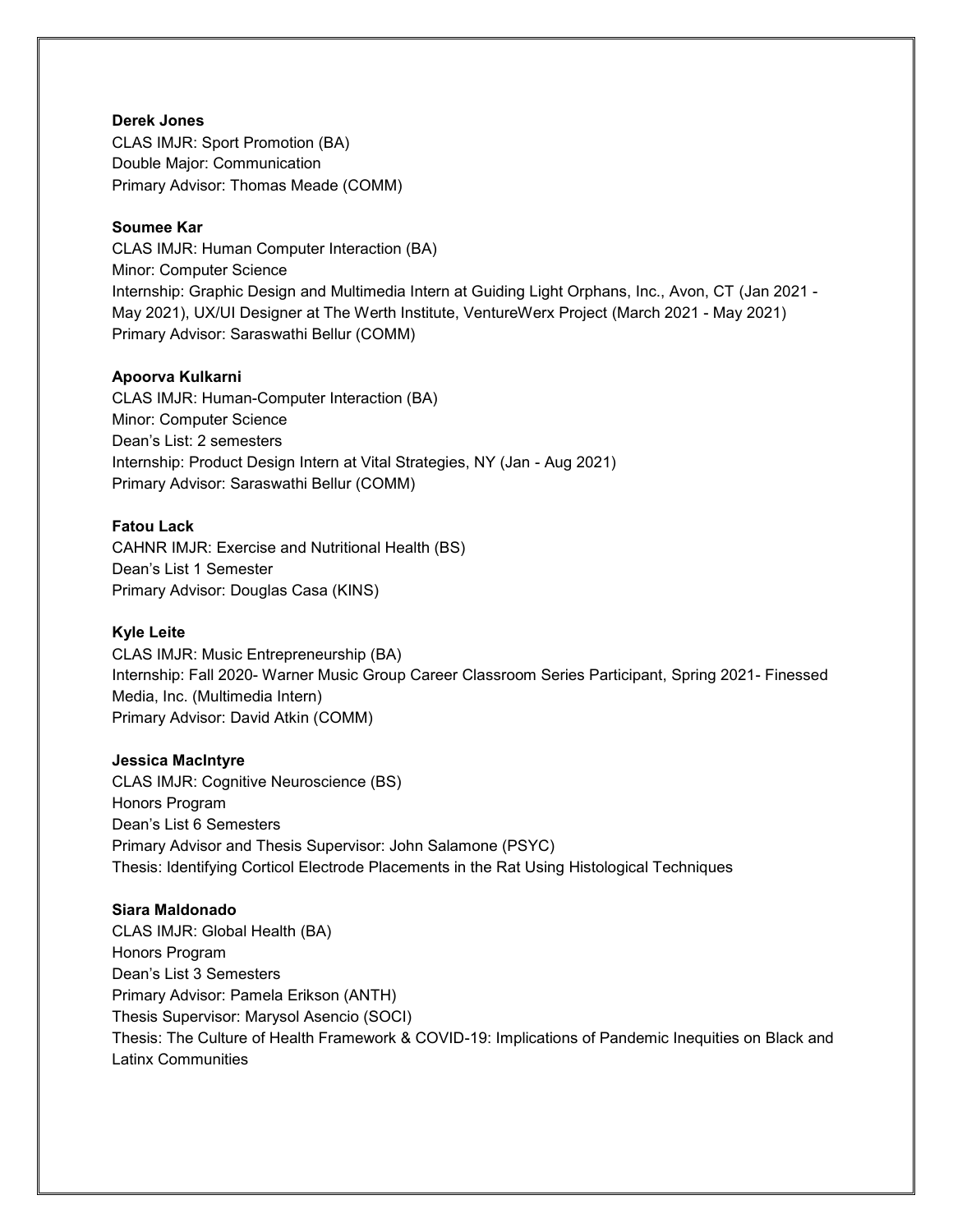**Derek Jones**
CLAS IMJR: Sport Promotion (BA)
Double Major: Communication
Primary Advisor: Thomas Meade (COMM)

**Soumee Kar**
CLAS IMJR: Human Computer Interaction (BA)
Minor: Computer Science
Internship: Graphic Design and Multimedia Intern at Guiding Light Orphans, Inc., Avon, CT (Jan 2021 - May 2021), UX/UI Designer at The Werth Institute, VentureWerx Project (March 2021 - May 2021)
Primary Advisor: Saraswathi Bellur (COMM)

**Apoorva Kulkarni**
CLAS IMJR: Human-Computer Interaction (BA)
Minor: Computer Science
Dean's List: 2 semesters
Internship: Product Design Intern at Vital Strategies, NY (Jan - Aug 2021)
Primary Advisor: Saraswathi Bellur (COMM)

**Fatou Lack**
CAHNR IMJR: Exercise and Nutritional Health (BS)
Dean's List 1 Semester
Primary Advisor: Douglas Casa (KINS)

**Kyle Leite**
CLAS IMJR: Music Entrepreneurship (BA)
Internship: Fall 2020- Warner Music Group Career Classroom Series Participant, Spring 2021- Finessed Media, Inc. (Multimedia Intern)
Primary Advisor: David Atkin (COMM)

**Jessica MacIntyre**
CLAS IMJR: Cognitive Neuroscience (BS)
Honors Program
Dean's List 6 Semesters
Primary Advisor and Thesis Supervisor: John Salamone (PSYC)
Thesis: Identifying Corticol Electrode Placements in the Rat Using Histological Techniques

**Siara Maldonado**
CLAS IMJR: Global Health (BA)
Honors Program
Dean's List 3 Semesters
Primary Advisor: Pamela Erikson (ANTH)
Thesis Supervisor: Marysol Asencio (SOCI)
Thesis: The Culture of Health Framework & COVID-19: Implications of Pandemic Inequities on Black and Latinx Communities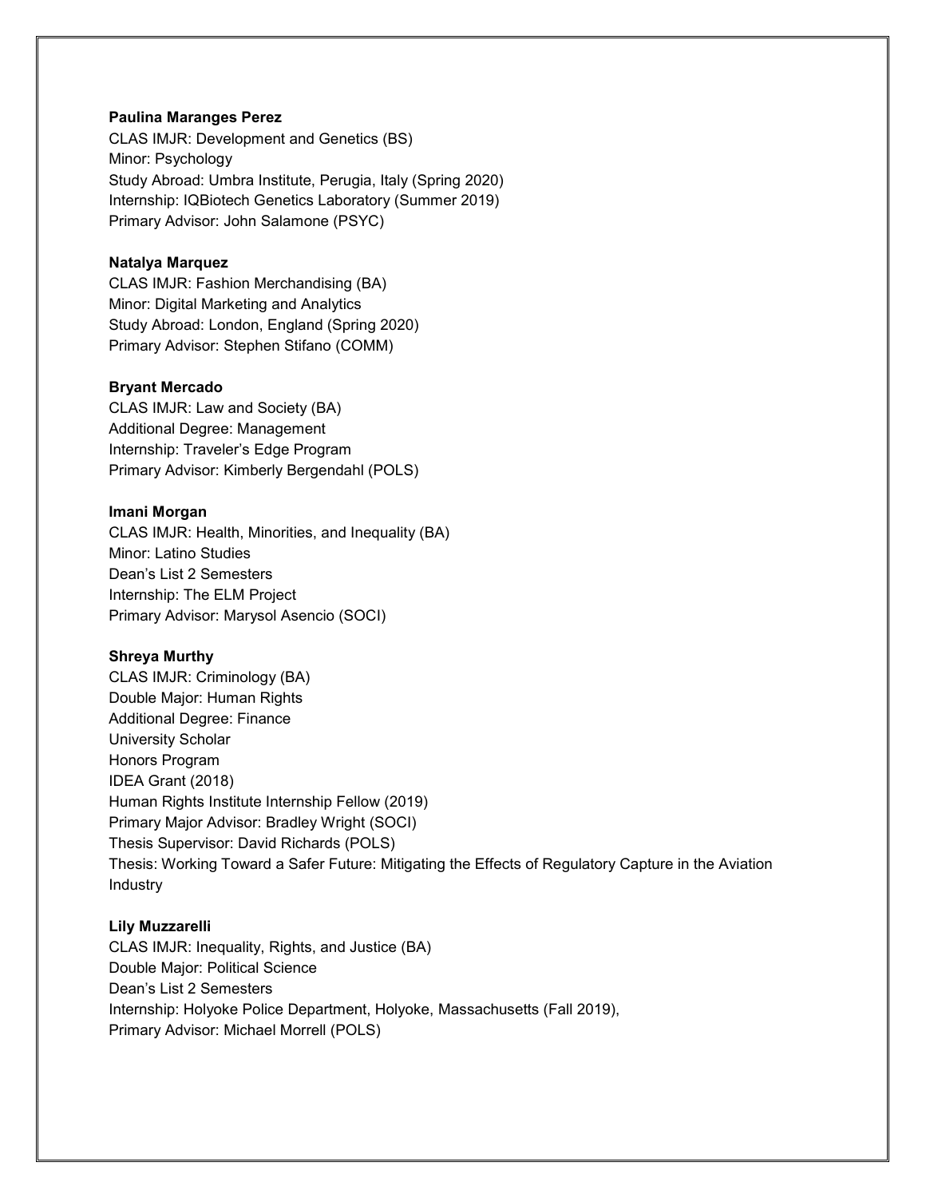**Paulina Maranges Perez**
CLAS IMJR: Development and Genetics (BS)
Minor: Psychology
Study Abroad: Umbra Institute, Perugia, Italy (Spring 2020)
Internship: IQBiotech Genetics Laboratory (Summer 2019)
Primary Advisor: John Salamone (PSYC)

**Natalya Marquez**
CLAS IMJR: Fashion Merchandising (BA)
Minor: Digital Marketing and Analytics
Study Abroad: London, England (Spring 2020)
Primary Advisor: Stephen Stifano (COMM)

**Bryant Mercado**
CLAS IMJR: Law and Society (BA)
Additional Degree: Management
Internship: Traveler's Edge Program
Primary Advisor: Kimberly Bergendahl (POLS)

**Imani Morgan**
CLAS IMJR: Health, Minorities, and Inequality (BA)
Minor: Latino Studies
Dean's List 2 Semesters
Internship: The ELM Project
Primary Advisor: Marysol Asencio (SOCI)

**Shreya Murthy**
CLAS IMJR: Criminology (BA)
Double Major: Human Rights
Additional Degree: Finance
University Scholar
Honors Program
IDEA Grant (2018)
Human Rights Institute Internship Fellow (2019)
Primary Major Advisor: Bradley Wright (SOCI)
Thesis Supervisor: David Richards (POLS)
Thesis: Working Toward a Safer Future: Mitigating the Effects of Regulatory Capture in the Aviation Industry

**Lily Muzzarelli**
CLAS IMJR: Inequality, Rights, and Justice (BA)
Double Major: Political Science
Dean's List 2 Semesters
Internship: Holyoke Police Department, Holyoke, Massachusetts (Fall 2019),
Primary Advisor: Michael Morrell (POLS)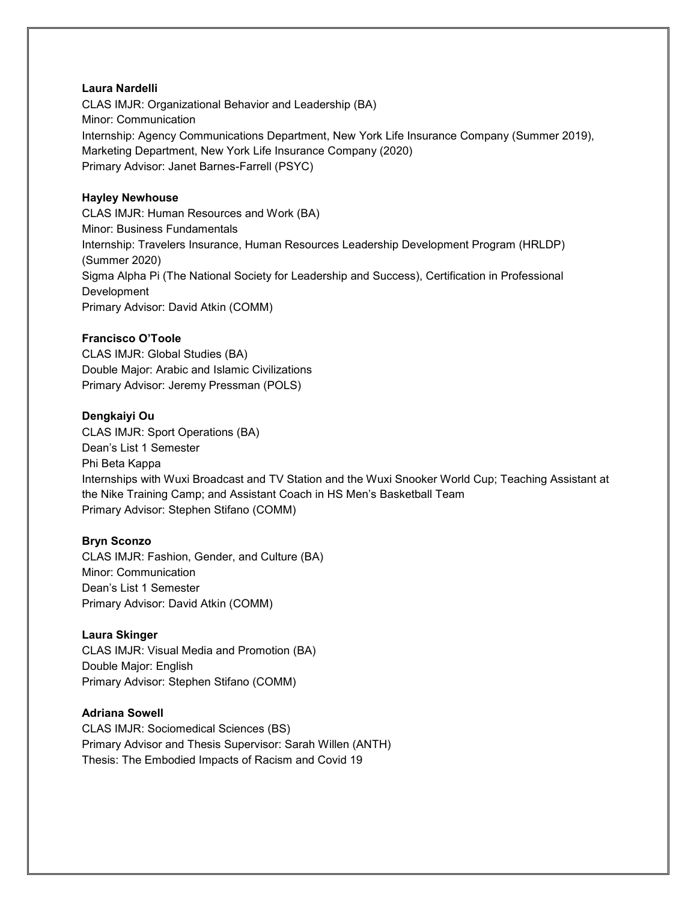**Laura Nardelli**
CLAS IMJR: Organizational Behavior and Leadership (BA)
Minor: Communication
Internship: Agency Communications Department, New York Life Insurance Company (Summer 2019), Marketing Department, New York Life Insurance Company (2020)
Primary Advisor: Janet Barnes-Farrell (PSYC)

**Hayley Newhouse**
CLAS IMJR: Human Resources and Work (BA)
Minor: Business Fundamentals
Internship: Travelers Insurance, Human Resources Leadership Development Program (HRLDP) (Summer 2020)
Sigma Alpha Pi (The National Society for Leadership and Success), Certification in Professional Development
Primary Advisor: David Atkin (COMM)

**Francisco O'Toole**
CLAS IMJR: Global Studies (BA)
Double Major: Arabic and Islamic Civilizations
Primary Advisor: Jeremy Pressman (POLS)

**Dengkaiyi Ou**
CLAS IMJR: Sport Operations (BA)
Dean's List 1 Semester
Phi Beta Kappa
Internships with Wuxi Broadcast and TV Station and the Wuxi Snooker World Cup; Teaching Assistant at the Nike Training Camp; and Assistant Coach in HS Men's Basketball Team
Primary Advisor: Stephen Stifano (COMM)

**Bryn Sconzo**
CLAS IMJR: Fashion, Gender, and Culture (BA)
Minor: Communication
Dean's List 1 Semester
Primary Advisor: David Atkin (COMM)

**Laura Skinger**
CLAS IMJR: Visual Media and Promotion (BA)
Double Major: English
Primary Advisor: Stephen Stifano (COMM)

**Adriana Sowell**
CLAS IMJR: Sociomedical Sciences (BS)
Primary Advisor and Thesis Supervisor: Sarah Willen (ANTH)
Thesis: The Embodied Impacts of Racism and Covid 19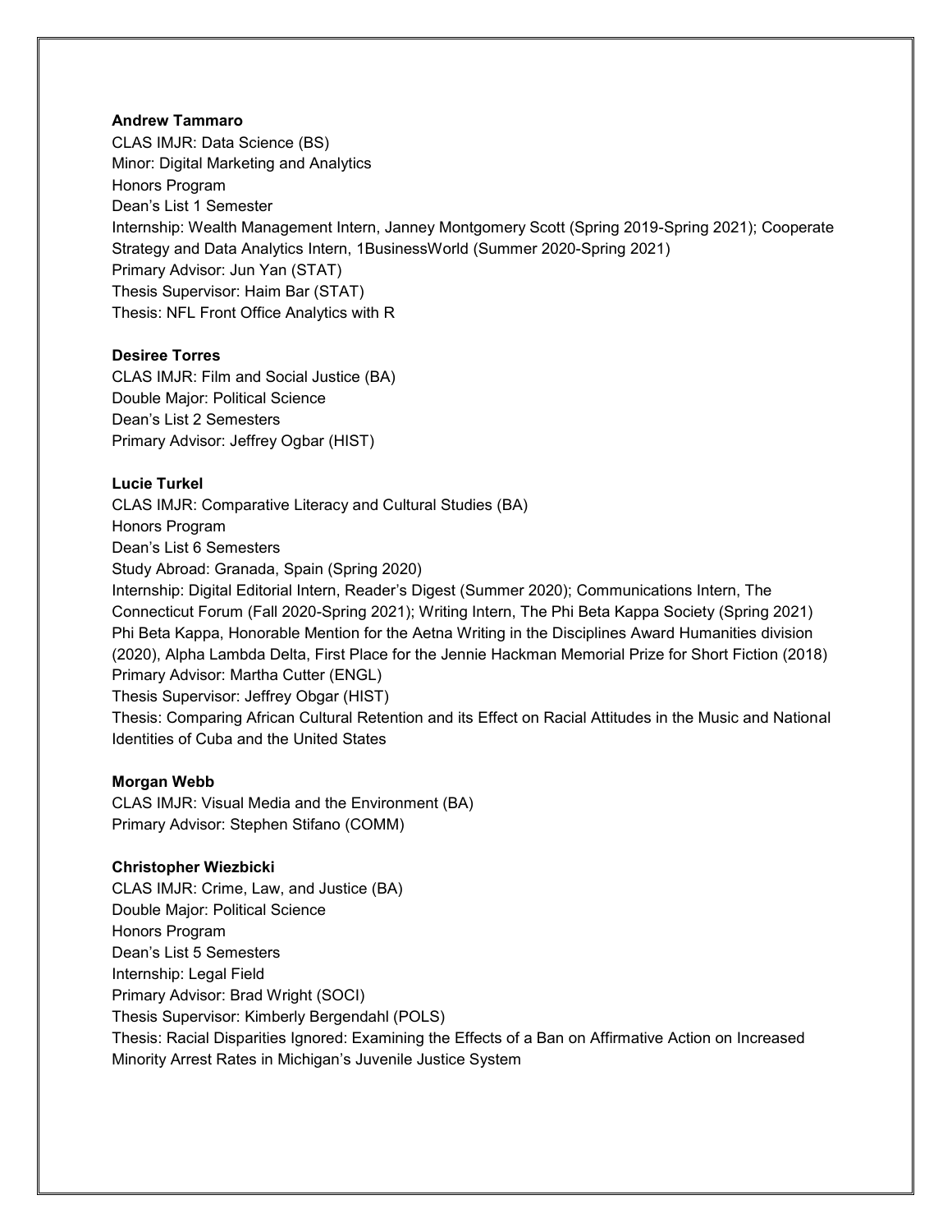**Andrew Tammaro**
CLAS IMJR: Data Science (BS)
Minor: Digital Marketing and Analytics
Honors Program
Dean's List 1 Semester
Internship: Wealth Management Intern, Janney Montgomery Scott (Spring 2019-Spring 2021); Cooperate Strategy and Data Analytics Intern, 1BusinessWorld (Summer 2020-Spring 2021)
Primary Advisor: Jun Yan (STAT)
Thesis Supervisor: Haim Bar (STAT)
Thesis: NFL Front Office Analytics with R

**Desiree Torres**
CLAS IMJR: Film and Social Justice (BA)
Double Major: Political Science
Dean's List 2 Semesters
Primary Advisor: Jeffrey Ogbar (HIST)

**Lucie Turkel**
CLAS IMJR: Comparative Literacy and Cultural Studies (BA)
Honors Program
Dean's List 6 Semesters
Study Abroad: Granada, Spain (Spring 2020)
Internship: Digital Editorial Intern, Reader's Digest (Summer 2020); Communications Intern, The Connecticut Forum (Fall 2020-Spring 2021); Writing Intern, The Phi Beta Kappa Society (Spring 2021)
Phi Beta Kappa, Honorable Mention for the Aetna Writing in the Disciplines Award Humanities division (2020), Alpha Lambda Delta, First Place for the Jennie Hackman Memorial Prize for Short Fiction (2018)
Primary Advisor: Martha Cutter (ENGL)
Thesis Supervisor: Jeffrey Obgar (HIST)
Thesis: Comparing African Cultural Retention and its Effect on Racial Attitudes in the Music and National Identities of Cuba and the United States

**Morgan Webb**
CLAS IMJR: Visual Media and the Environment (BA)
Primary Advisor: Stephen Stifano (COMM)

**Christopher Wiezbicki**
CLAS IMJR: Crime, Law, and Justice (BA)
Double Major: Political Science
Honors Program
Dean's List 5 Semesters
Internship: Legal Field
Primary Advisor: Brad Wright (SOCI)
Thesis Supervisor: Kimberly Bergendahl (POLS)
Thesis: Racial Disparities Ignored: Examining the Effects of a Ban on Affirmative Action on Increased Minority Arrest Rates in Michigan's Juvenile Justice System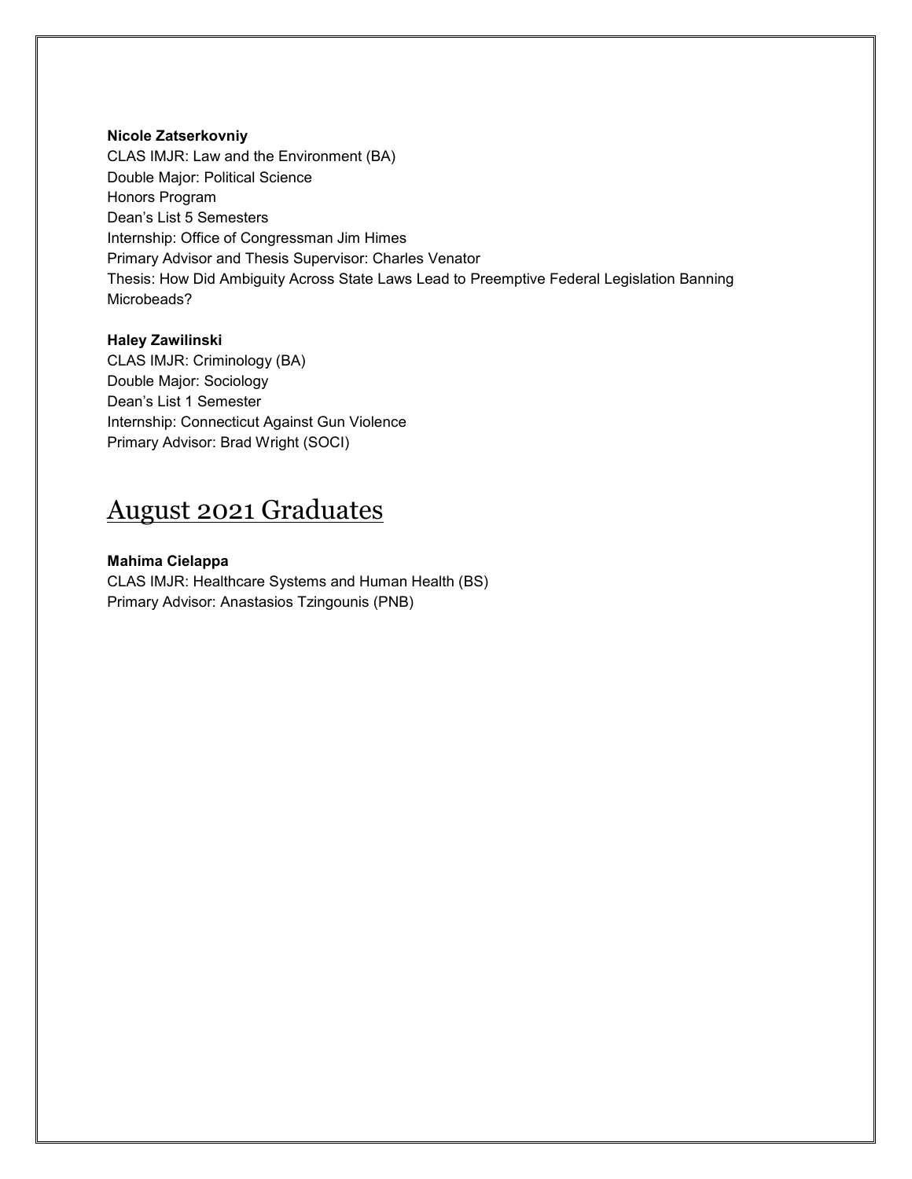**Nicole Zatserkovniy**
CLAS IMJR: Law and the Environment (BA)
Double Major: Political Science
Honors Program
Dean's List 5 Semesters
Internship: Office of Congressman Jim Himes
Primary Advisor and Thesis Supervisor: Charles Venator
Thesis: How Did Ambiguity Across State Laws Lead to Preemptive Federal Legislation Banning Microbeads?

**Haley Zawilinski**
CLAS IMJR: Criminology (BA)
Double Major: Sociology
Dean's List 1 Semester
Internship: Connecticut Against Gun Violence
Primary Advisor: Brad Wright (SOCI)

## August 2021 Graduates

**Mahima Cielappa**
CLAS IMJR: Healthcare Systems and Human Health (BS)
Primary Advisor: Anastasios Tzingounis (PNB)